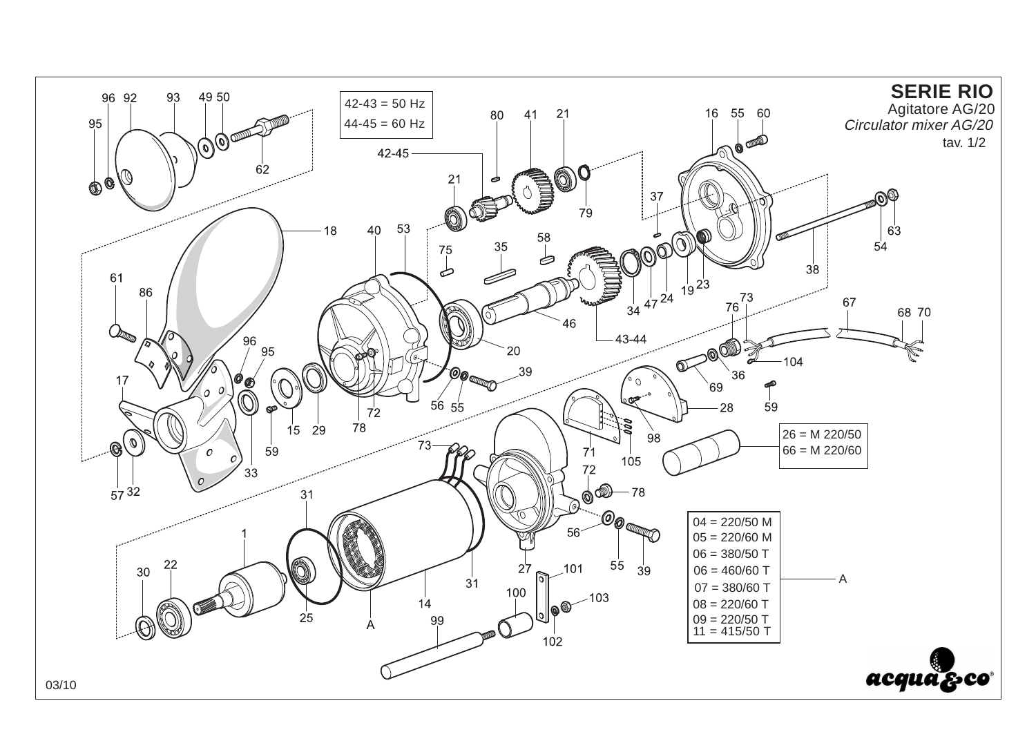# SERIE RIO

Agitatore AG/20

*Circulator mixer AG/20*

tav. 1/2

42-43 = 50 Hz
44-45 = 60 Hz

26 = M 220/50
66 = M 220/60

A:

04 = 220/50 M
05 = 220/60 M
06 = 380/50 T
06 = 460/60 T
07 = 380/60 T
08 = 220/60 T
09 = 220/50 T
11 = 415/50 T

03/10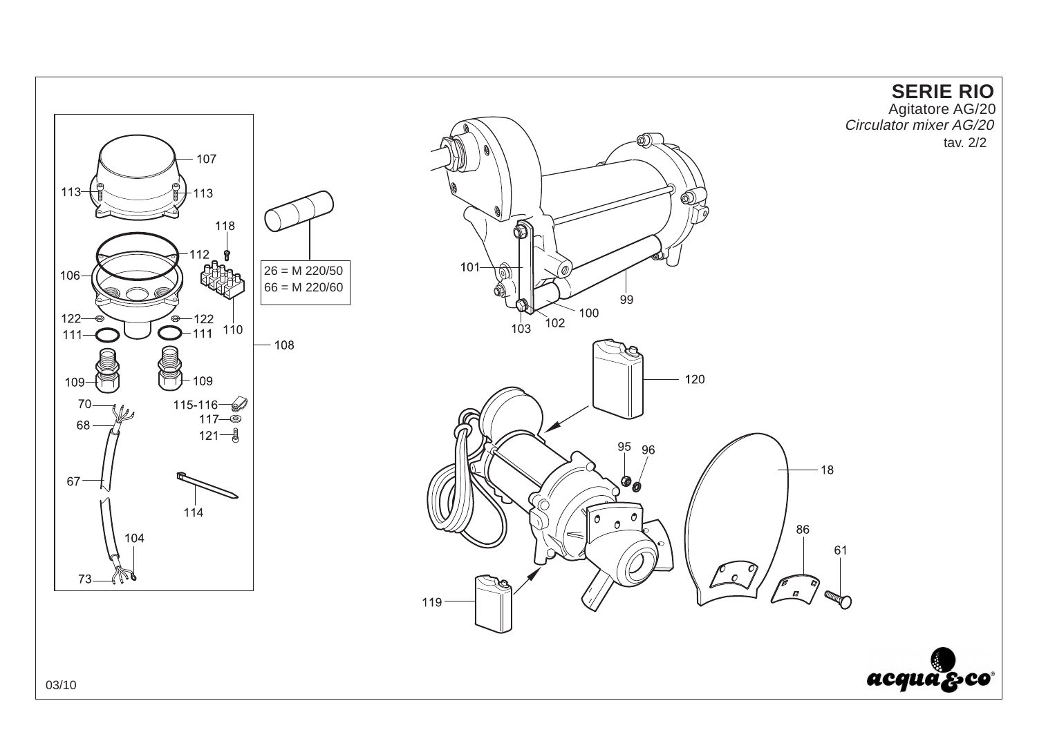# SERIE RIO

Agitatore AG/20

*Circulator mixer AG/20*

tav. 2/2

26 = M 220/50
66 = M 220/60

107, 113, 113, 118, 112, 106, 110, 122, 122, 111, 111, 108, 109, 109, 70, 115-116, 117, 68, 121, 67, 114, 104, 73

101, 99, 100, 102, 103

120, 95, 96, 18, 86, 61, 119

03/10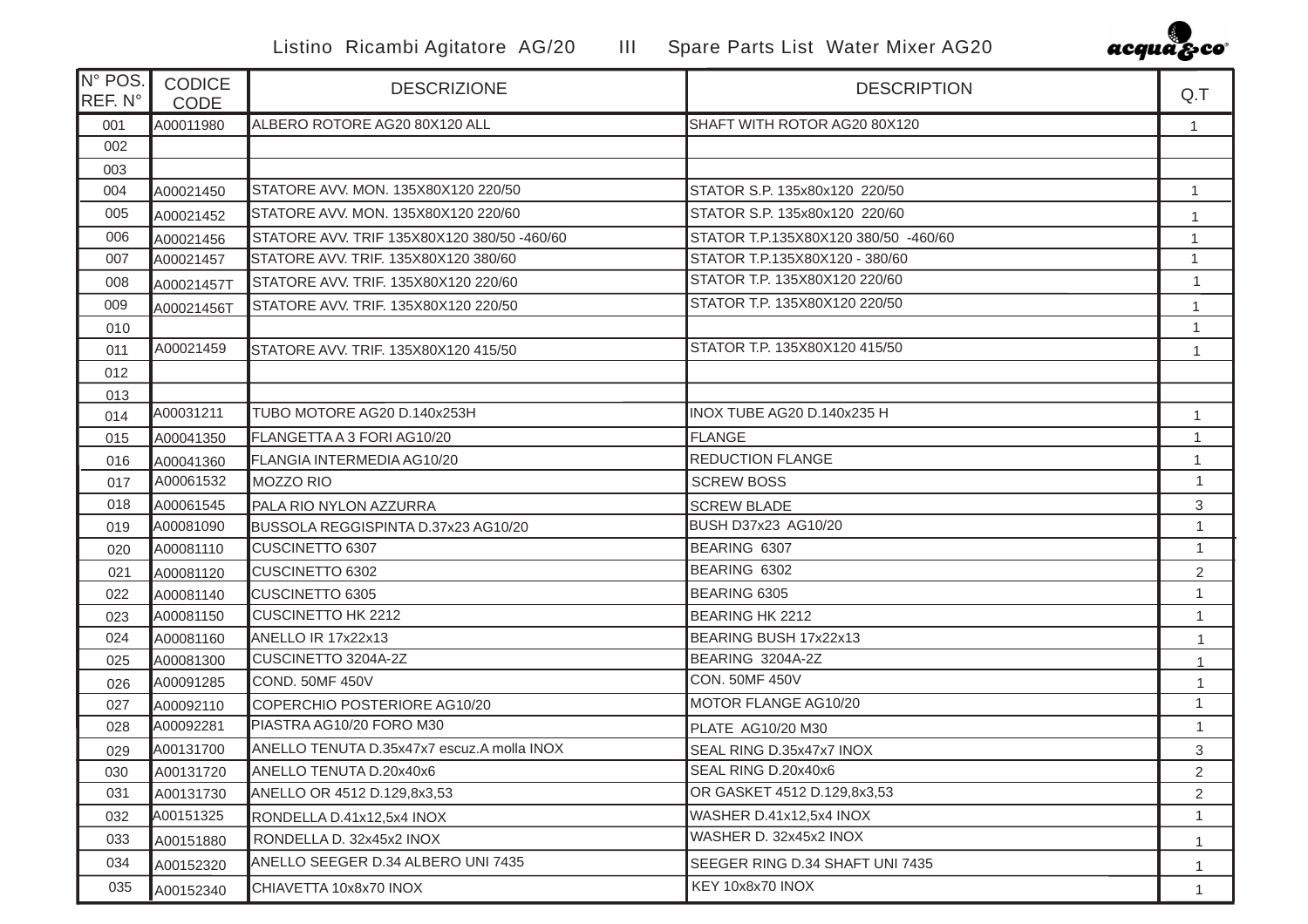# Listino Ricambi Agitatore AG/20 III Spare Parts List Water Mixer AG20

acqua&co

| N° POS. REF. N° | CODICE CODE | DESCRIZIONE | DESCRIPTION | Q.T |
|---|---|---|---|---|
| 001 | A00011980 | ALBERO ROTORE AG20 80X120 ALL | SHAFT WITH ROTOR AG20 80X120 | 1 |
| 002 | | | | |
| 003 | | | | |
| 004 | A00021450 | STATORE AVV. MON. 135X80X120 220/50 | STATOR S.P. 135x80x120 220/50 | 1 |
| 005 | A00021452 | STATORE AVV. MON. 135X80X120 220/60 | STATOR S.P. 135x80x120 220/60 | 1 |
| 006 | A00021456 | STATORE AVV. TRIF 135X80X120 380/50 -460/60 | STATOR T.P.135X80X120 380/50 -460/60 | 1 |
| 007 | A00021457 | STATORE AVV. TRIF. 135X80X120 380/60 | STATOR T.P.135X80X120 - 380/60 | 1 |
| 008 | A00021457T | STATORE AVV. TRIF. 135X80X120 220/60 | STATOR T.P. 135X80X120 220/60 | 1 |
| 009 | A00021456T | STATORE AVV. TRIF. 135X80X120 220/50 | STATOR T.P. 135X80X120 220/50 | 1 |
| 010 | | | | 1 |
| 011 | A00021459 | STATORE AVV. TRIF. 135X80X120 415/50 | STATOR T.P. 135X80X120 415/50 | 1 |
| 012 | | | | |
| 013 | | | | |
| 014 | A00031211 | TUBO MOTORE AG20 D.140x253H | INOX TUBE AG20 D.140x235 H | 1 |
| 015 | A00041350 | FLANGETTA A 3 FORI AG10/20 | FLANGE | 1 |
| 016 | A00041360 | FLANGIA INTERMEDIA AG10/20 | REDUCTION FLANGE | 1 |
| 017 | A00061532 | MOZZO RIO | SCREW BOSS | 1 |
| 018 | A00061545 | PALA RIO NYLON AZZURRA | SCREW BLADE | 3 |
| 019 | A00081090 | BUSSOLA REGGISPINTA D.37x23 AG10/20 | BUSH D37x23 AG10/20 | 1 |
| 020 | A00081110 | CUSCINETTO 6307 | BEARING 6307 | 1 |
| 021 | A00081120 | CUSCINETTO 6302 | BEARING 6302 | 2 |
| 022 | A00081140 | CUSCINETTO 6305 | BEARING 6305 | 1 |
| 023 | A00081150 | CUSCINETTO HK 2212 | BEARING HK 2212 | 1 |
| 024 | A00081160 | ANELLO IR 17x22x13 | BEARING BUSH 17x22x13 | 1 |
| 025 | A00081300 | CUSCINETTO 3204A-2Z | BEARING 3204A-2Z | 1 |
| 026 | A00091285 | COND. 50MF 450V | CON. 50MF 450V | 1 |
| 027 | A00092110 | COPERCHIO POSTERIORE AG10/20 | MOTOR FLANGE AG10/20 | 1 |
| 028 | A00092281 | PIASTRA AG10/20 FORO M30 | PLATE AG10/20 M30 | 1 |
| 029 | A00131700 | ANELLO TENUTA D.35x47x7 escuz.A molla INOX | SEAL RING D.35x47x7 INOX | 3 |
| 030 | A00131720 | ANELLO TENUTA D.20x40x6 | SEAL RING D.20x40x6 | 2 |
| 031 | A00131730 | ANELLO OR 4512 D.129,8x3,53 | OR GASKET 4512 D.129,8x3,53 | 2 |
| 032 | A00151325 | RONDELLA D.41x12,5x4 INOX | WASHER D.41x12,5x4 INOX | 1 |
| 033 | A00151880 | RONDELLA D. 32x45x2 INOX | WASHER D. 32x45x2 INOX | 1 |
| 034 | A00152320 | ANELLO SEEGER D.34 ALBERO UNI 7435 | SEEGER RING D.34 SHAFT UNI 7435 | 1 |
| 035 | A00152340 | CHIAVETTA 10x8x70 INOX | KEY 10x8x70 INOX | 1 |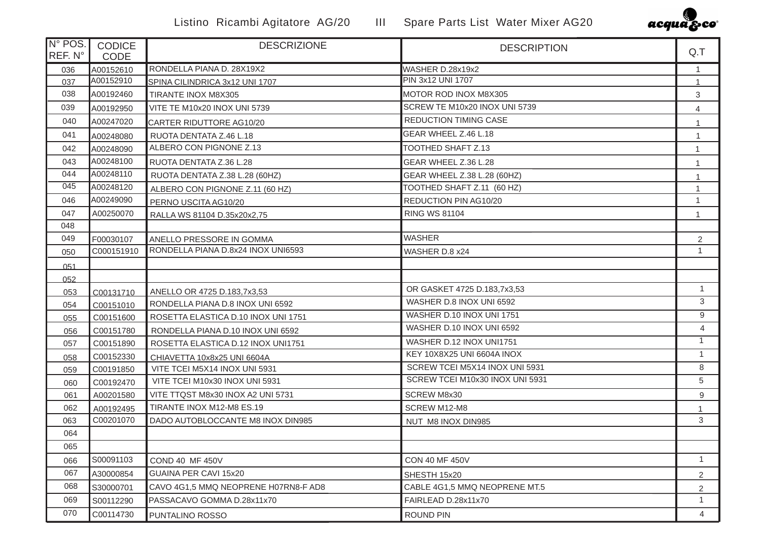# Listino Ricambi Agitatore AG/20 III Spare Parts List Water Mixer AG20

| N° POS. REF. N° | CODICE CODE | DESCRIZIONE | DESCRIPTION | Q.T |
|---|---|---|---|---|
| 036 | A00152610 | RONDELLA PIANA D. 28X19X2 | WASHER D.28x19x2 | 1 |
| 037 | A00152910 | SPINA CILINDRICA 3x12 UNI 1707 | PIN 3x12 UNI 1707 | 1 |
| 038 | A00192460 | TIRANTE INOX M8X305 | MOTOR ROD INOX M8X305 | 3 |
| 039 | A00192950 | VITE TE M10x20 INOX UNI 5739 | SCREW TE M10x20 INOX UNI 5739 | 4 |
| 040 | A00247020 | CARTER RIDUTTORE AG10/20 | REDUCTION TIMING CASE | 1 |
| 041 | A00248080 | RUOTA DENTATA Z.46 L.18 | GEAR WHEEL Z.46 L.18 | 1 |
| 042 | A00248090 | ALBERO CON PIGNONE Z.13 | TOOTHED SHAFT Z.13 | 1 |
| 043 | A00248100 | RUOTA DENTATA Z.36 L.28 | GEAR WHEEL Z.36 L.28 | 1 |
| 044 | A00248110 | RUOTA DENTATA Z.38 L.28 (60HZ) | GEAR WHEEL Z.38 L.28 (60HZ) | 1 |
| 045 | A00248120 | ALBERO CON PIGNONE Z.11 (60 HZ) | TOOTHED SHAFT Z.11 (60 HZ) | 1 |
| 046 | A00249090 | PERNO USCITA AG10/20 | REDUCTION PIN AG10/20 | 1 |
| 047 | A00250070 | RALLA WS 81104 D.35x20x2,75 | RING WS 81104 | 1 |
| 048 | | | | |
| 049 | F00030107 | ANELLO PRESSORE IN GOMMA | WASHER | 2 |
| 050 | C000151910 | RONDELLA PIANA D.8x24 INOX UNI6593 | WASHER D.8 x24 | 1 |
| 051 | | | | |
| 052 | | | | |
| 053 | C00131710 | ANELLO OR 4725 D.183,7x3,53 | OR GASKET 4725 D.183,7x3,53 | 1 |
| 054 | C00151010 | RONDELLA PIANA D.8 INOX UNI 6592 | WASHER D.8 INOX UNI 6592 | 3 |
| 055 | C00151600 | ROSETTA ELASTICA D.10 INOX UNI 1751 | WASHER D.10 INOX UNI 1751 | 9 |
| 056 | C00151780 | RONDELLA PIANA D.10 INOX UNI 6592 | WASHER D.10 INOX UNI 6592 | 4 |
| 057 | C00151890 | ROSETTA ELASTICA D.12 INOX UNI1751 | WASHER D.12 INOX UNI1751 | 1 |
| 058 | C00152330 | CHIAVETTA 10x8x25 UNI 6604A | KEY 10X8X25 UNI 6604A INOX | 1 |
| 059 | C00191850 | VITE TCEI M5X14 INOX UNI 5931 | SCREW TCEI M5X14 INOX UNI 5931 | 8 |
| 060 | C00192470 | VITE TCEI M10x30 INOX UNI 5931 | SCREW TCEI M10x30 INOX UNI 5931 | 5 |
| 061 | A00201580 | VITE TTQST M8x30 INOX A2 UNI 5731 | SCREW M8x30 | 9 |
| 062 | A00192495 | TIRANTE INOX M12-M8 ES.19 | SCREW M12-M8 | 1 |
| 063 | C00201070 | DADO AUTOBLOCCANTE M8 INOX DIN985 | NUT M8 INOX DIN985 | 3 |
| 064 | | | | |
| 065 | | | | |
| 066 | S00091103 | COND 40 MF 450V | CON 40 MF 450V | 1 |
| 067 | A30000854 | GUAINA PER CAVI 15x20 | SHESTH 15x20 | 2 |
| 068 | S30000701 | CAVO 4G1,5 MMQ NEOPRENE H07RN8-F AD8 | CABLE 4G1,5 MMQ NEOPRENE MT.5 | 2 |
| 069 | S00112290 | PASSACAVO GOMMA D.28x11x70 | FAIRLEAD D.28x11x70 | 1 |
| 070 | C00114730 | PUNTALINO ROSSO | ROUND PIN | 4 |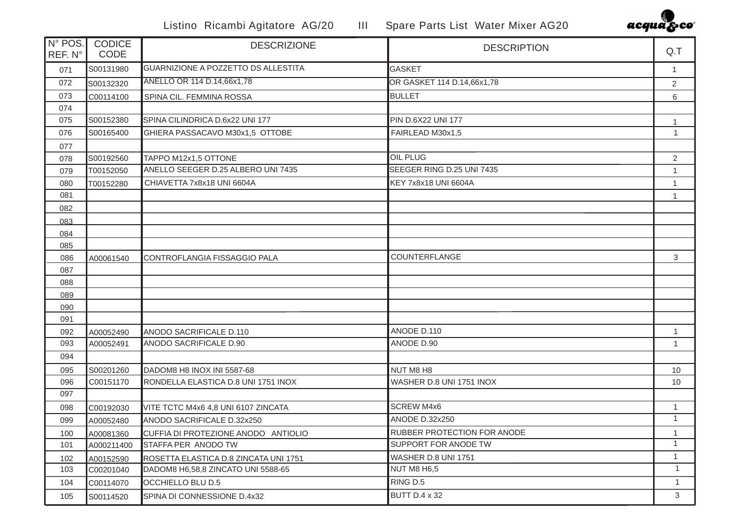Listino Ricambi Agitatore AG/20 III Spare Parts List Water Mixer AG20

| N° POS. REF. N° | CODICE CODE | DESCRIZIONE | DESCRIPTION | Q.T |
|---|---|---|---|---|
| 071 | S00131980 | GUARNIZIONE A POZZETTO DS ALLESTITA | GASKET | 1 |
| 072 | S00132320 | ANELLO OR 114 D.14,66x1,78 | OR GASKET 114 D.14,66x1,78 | 2 |
| 073 | C00114100 | SPINA CIL. FEMMINA ROSSA | BULLET | 6 |
| 074 | | | | |
| 075 | S00152380 | SPINA CILINDRICA D.6x22 UNI 177 | PIN D.6X22 UNI 177 | 1 |
| 076 | S00165400 | GHIERA PASSACAVO M30x1,5 OTTOBE | FAIRLEAD M30x1,5 | 1 |
| 077 | | | | |
| 078 | S00192560 | TAPPO M12x1,5 OTTONE | OIL PLUG | 2 |
| 079 | T00152050 | ANELLO SEEGER D.25 ALBERO UNI 7435 | SEEGER RING D.25 UNI 7435 | 1 |
| 080 | T00152280 | CHIAVETTA 7x8x18 UNI 6604A | KEY 7x8x18 UNI 6604A | 1 |
| 081 | | | | 1 |
| 082 | | | | |
| 083 | | | | |
| 084 | | | | |
| 085 | | | | |
| 086 | A00061540 | CONTROFLANGIA FISSAGGIO PALA | COUNTERFLANGE | 3 |
| 087 | | | | |
| 088 | | | | |
| 089 | | | | |
| 090 | | | | |
| 091 | | | | |
| 092 | A00052490 | ANODO SACRIFICALE D.110 | ANODE D.110 | 1 |
| 093 | A00052491 | ANODO SACRIFICALE D.90 | ANODE D.90 | 1 |
| 094 | | | | |
| 095 | S00201260 | DADOM8 H8 INOX INI 5587-68 | NUT M8 H8 | 10 |
| 096 | C00151170 | RONDELLA ELASTICA D.8 UNI 1751 INOX | WASHER D.8 UNI 1751 INOX | 10 |
| 097 | | | | |
| 098 | C00192030 | VITE TCTC M4x6 4,8 UNI 6107 ZINCATA | SCREW M4x6 | 1 |
| 099 | A00052480 | ANODO SACRIFICALE D.32x250 | ANODE D.32x250 | 1 |
| 100 | A00081360 | CUFFIA DI PROTEZIONE ANODO ANTIOLIO | RUBBER PROTECTION FOR ANODE | 1 |
| 101 | A000211400 | STAFFA PER ANODO TW | SUPPORT FOR ANODE TW | 1 |
| 102 | A00152590 | ROSETTA ELASTICA D.8 ZINCATA UNI 1751 | WASHER D.8 UNI 1751 | 1 |
| 103 | C00201040 | DADOM8 H6,58,8 ZINCATO UNI 5588-65 | NUT M8 H6,5 | 1 |
| 104 | C00114070 | OCCHIELLO BLU D.5 | RING D.5 | 1 |
| 105 | S00114520 | SPINA DI CONNESSIONE D.4x32 | BUTT D.4 x 32 | 3 |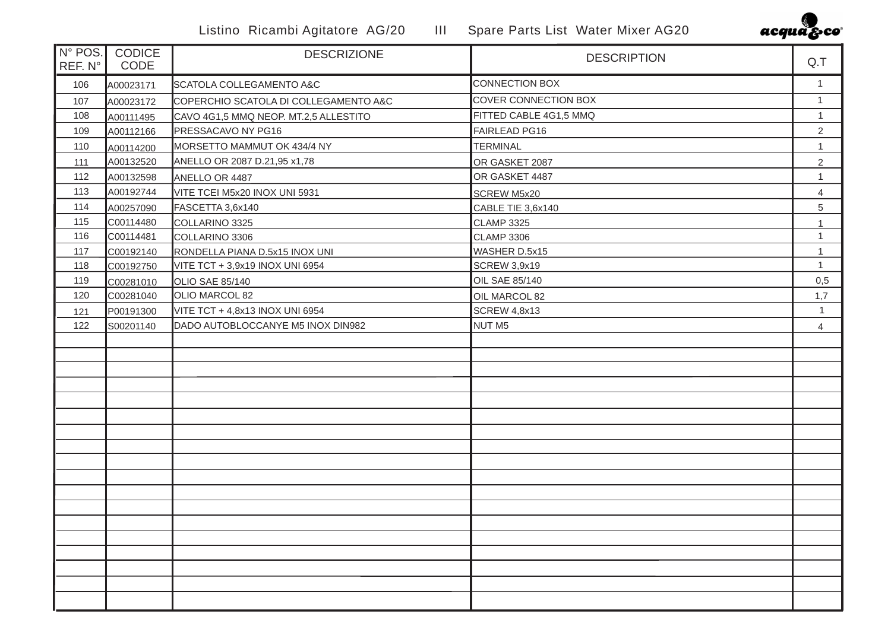Listino Ricambi Agitatore AG/20 III Spare Parts List Water Mixer AG20

| N° POS. REF. N° | CODICE CODE | DESCRIZIONE | DESCRIPTION | Q.T |
|---|---|---|---|---|
| 106 | A00023171 | SCATOLA COLLEGAMENTO A&C | CONNECTION BOX | 1 |
| 107 | A00023172 | COPERCHIO SCATOLA DI COLLEGAMENTO A&C | COVER CONNECTION BOX | 1 |
| 108 | A00111495 | CAVO 4G1,5 MMQ NEOP. MT.2,5 ALLESTITO | FITTED CABLE 4G1,5 MMQ | 1 |
| 109 | A00112166 | PRESSACAVO NY PG16 | FAIRLEAD PG16 | 2 |
| 110 | A00114200 | MORSETTO MAMMUT OK 434/4 NY | TERMINAL | 1 |
| 111 | A00132520 | ANELLO OR 2087 D.21,95 x1,78 | OR GASKET 2087 | 2 |
| 112 | A00132598 | ANELLO OR 4487 | OR GASKET 4487 | 1 |
| 113 | A00192744 | VITE TCEI M5x20 INOX UNI 5931 | SCREW M5x20 | 4 |
| 114 | A00257090 | FASCETTA 3,6x140 | CABLE TIE 3,6x140 | 5 |
| 115 | C00114480 | COLLARINO 3325 | CLAMP 3325 | 1 |
| 116 | C00114481 | COLLARINO 3306 | CLAMP 3306 | 1 |
| 117 | C00192140 | RONDELLA PIANA D.5x15 INOX UNI | WASHER D.5x15 | 1 |
| 118 | C00192750 | VITE TCT + 3,9x19 INOX UNI 6954 | SCREW 3,9x19 | 1 |
| 119 | C00281010 | OLIO SAE 85/140 | OIL SAE 85/140 | 0,5 |
| 120 | C00281040 | OLIO MARCOL 82 | OIL MARCOL 82 | 1,7 |
| 121 | P00191300 | VITE TCT + 4,8x13 INOX UNI 6954 | SCREW 4,8x13 | 1 |
| 122 | S00201140 | DADO AUTOBLOCCANYE M5 INOX DIN982 | NUT M5 | 4 |